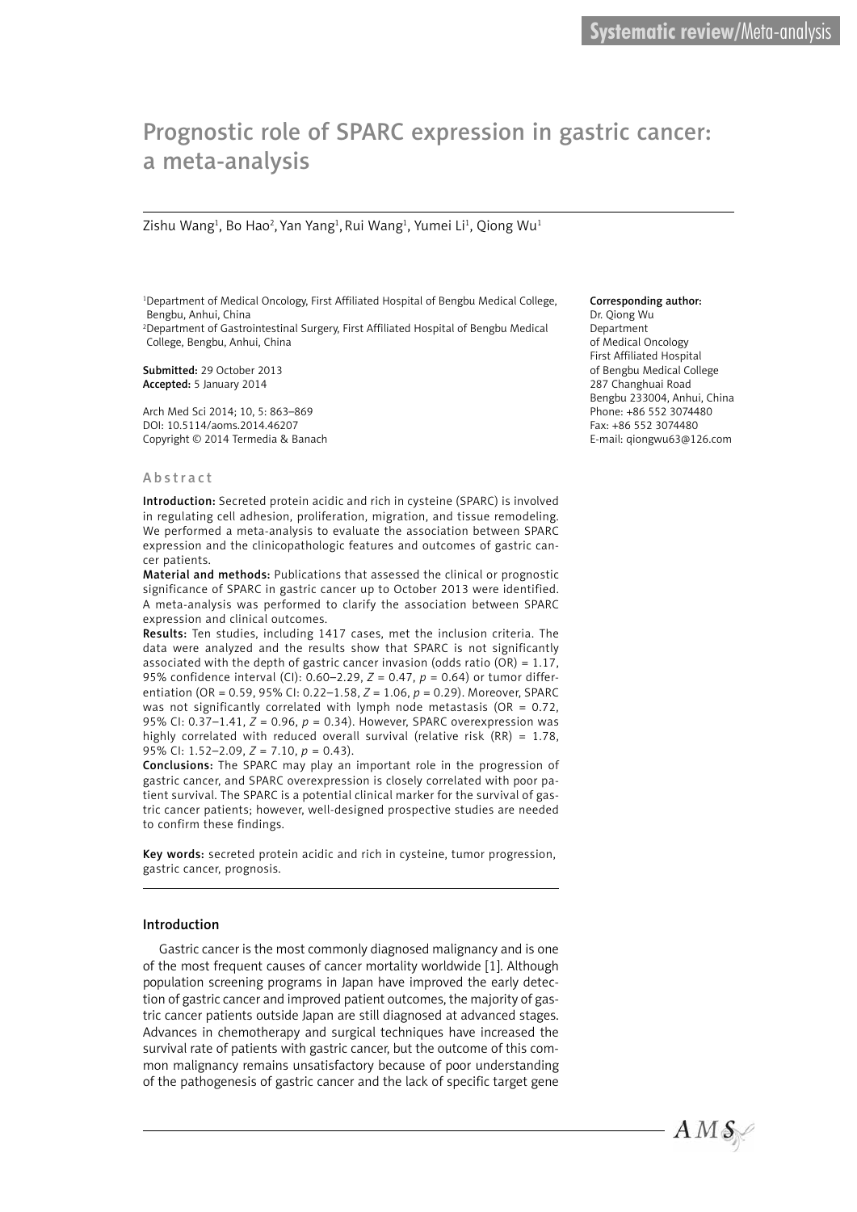Systematic review/Meta-analysis

# Prognostic role of SPARC expression in gastric cancer: a meta-analysis

Zishu Wang[1], Bo Hao[2], Yan Yang[1], Rui Wang[1], Yumei Li[1], Qiong Wu[1]

[1]Department of Medical Oncology, First Affiliated Hospital of Bengbu Medical College, Bengbu, Anhui, China
[2]Department of Gastrointestinal Surgery, First Affiliated Hospital of Bengbu Medical College, Bengbu, Anhui, China

**Submitted:** 29 October 2013
**Accepted:** 5 January 2014

Arch Med Sci 2014; 10, 5: 863–869
DOI: 10.5114/aoms.2014.46207
Copyright © 2014 Termedia & Banach

**Corresponding author:**
Dr. Qiong Wu
Department of Medical Oncology
First Affiliated Hospital of Bengbu Medical College
287 Changhuai Road
Bengbu 233004, Anhui, China
Phone: +86 552 3074480
Fax: +86 552 3074480
E-mail: qiongwu63@126.com

## Abstract

**Introduction:** Secreted protein acidic and rich in cysteine (SPARC) is involved in regulating cell adhesion, proliferation, migration, and tissue remodeling. We performed a meta-analysis to evaluate the association between SPARC expression and the clinicopathologic features and outcomes of gastric cancer patients.

**Material and methods:** Publications that assessed the clinical or prognostic significance of SPARC in gastric cancer up to October 2013 were identified. A meta-analysis was performed to clarify the association between SPARC expression and clinical outcomes.

**Results:** Ten studies, including 1417 cases, met the inclusion criteria. The data were analyzed and the results show that SPARC is not significantly associated with the depth of gastric cancer invasion (odds ratio (OR) = 1.17, 95% confidence interval (CI): 0.60–2.29, $Z = 0.47$, $p = 0.64$) or tumor differentiation (OR = 0.59, 95% CI: 0.22–1.58, $Z = 1.06$, $p = 0.29$). Moreover, SPARC was not significantly correlated with lymph node metastasis (OR = 0.72, 95% CI: 0.37–1.41, $Z = 0.96$, $p = 0.34$). However, SPARC overexpression was highly correlated with reduced overall survival (relative risk (RR) = 1.78, 95% CI: 1.52–2.09, $Z = 7.10$, $p = 0.43$).

**Conclusions:** The SPARC may play an important role in the progression of gastric cancer, and SPARC overexpression is closely correlated with poor patient survival. The SPARC is a potential clinical marker for the survival of gastric cancer patients; however, well-designed prospective studies are needed to confirm these findings.

**Key words:** secreted protein acidic and rich in cysteine, tumor progression, gastric cancer, prognosis.

## Introduction

Gastric cancer is the most commonly diagnosed malignancy and is one of the most frequent causes of cancer mortality worldwide [1]. Although population screening programs in Japan have improved the early detection of gastric cancer and improved patient outcomes, the majority of gastric cancer patients outside Japan are still diagnosed at advanced stages. Advances in chemotherapy and surgical techniques have increased the survival rate of patients with gastric cancer, but the outcome of this common malignancy remains unsatisfactory because of poor understanding of the pathogenesis of gastric cancer and the lack of specific target gene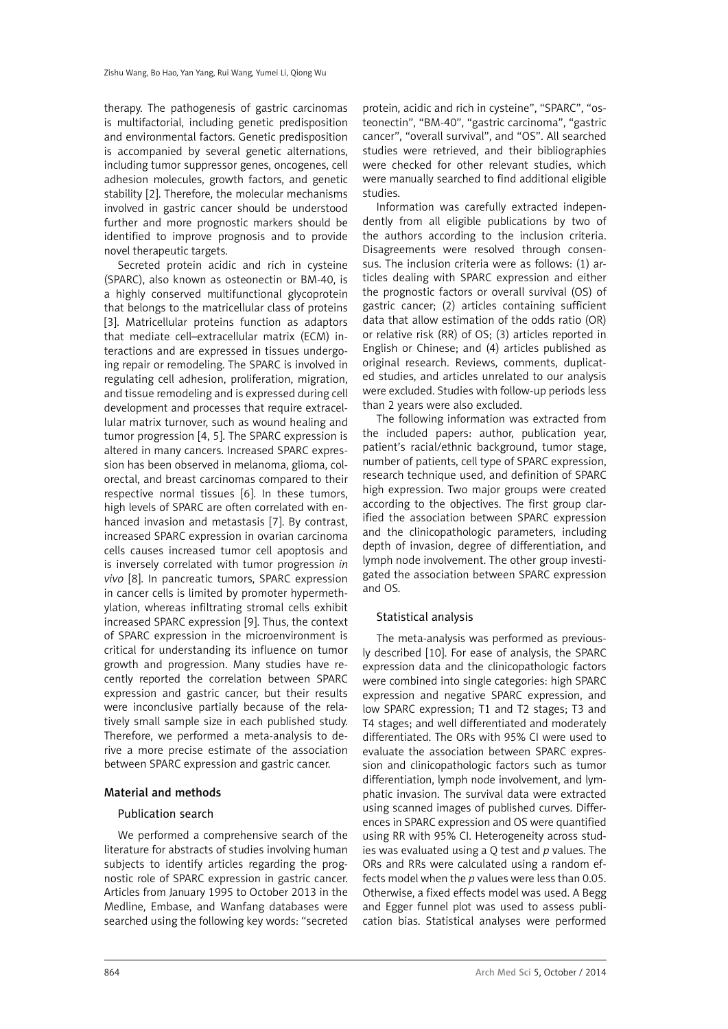therapy. The pathogenesis of gastric carcinomas is multifactorial, including genetic predisposition and environmental factors. Genetic predisposition is accompanied by several genetic alternations, including tumor suppressor genes, oncogenes, cell adhesion molecules, growth factors, and genetic stability [2]. Therefore, the molecular mechanisms involved in gastric cancer should be understood further and more prognostic markers should be identified to improve prognosis and to provide novel therapeutic targets.

Secreted protein acidic and rich in cysteine (SPARC), also known as osteonectin or BM-40, is a highly conserved multifunctional glycoprotein that belongs to the matricellular class of proteins [3]. Matricellular proteins function as adaptors that mediate cell–extracellular matrix (ECM) interactions and are expressed in tissues undergoing repair or remodeling. The SPARC is involved in regulating cell adhesion, proliferation, migration, and tissue remodeling and is expressed during cell development and processes that require extracellular matrix turnover, such as wound healing and tumor progression [4, 5]. The SPARC expression is altered in many cancers. Increased SPARC expression has been observed in melanoma, glioma, colorectal, and breast carcinomas compared to their respective normal tissues [6]. In these tumors, high levels of SPARC are often correlated with enhanced invasion and metastasis [7]. By contrast, increased SPARC expression in ovarian carcinoma cells causes increased tumor cell apoptosis and is inversely correlated with tumor progression *in vivo* [8]. In pancreatic tumors, SPARC expression in cancer cells is limited by promoter hypermethylation, whereas infiltrating stromal cells exhibit increased SPARC expression [9]. Thus, the context of SPARC expression in the microenvironment is critical for understanding its influence on tumor growth and progression. Many studies have recently reported the correlation between SPARC expression and gastric cancer, but their results were inconclusive partially because of the relatively small sample size in each published study. Therefore, we performed a meta-analysis to derive a more precise estimate of the association between SPARC expression and gastric cancer.

## Material and methods

### Publication search

We performed a comprehensive search of the literature for abstracts of studies involving human subjects to identify articles regarding the prognostic role of SPARC expression in gastric cancer. Articles from January 1995 to October 2013 in the Medline, Embase, and Wanfang databases were searched using the following key words: "secreted protein, acidic and rich in cysteine", "SPARC", "osteonectin", "BM-40", "gastric carcinoma", "gastric cancer", "overall survival", and "OS". All searched studies were retrieved, and their bibliographies were checked for other relevant studies, which were manually searched to find additional eligible studies.

Information was carefully extracted independently from all eligible publications by two of the authors according to the inclusion criteria. Disagreements were resolved through consensus. The inclusion criteria were as follows: (1) articles dealing with SPARC expression and either the prognostic factors or overall survival (OS) of gastric cancer; (2) articles containing sufficient data that allow estimation of the odds ratio (OR) or relative risk (RR) of OS; (3) articles reported in English or Chinese; and (4) articles published as original research. Reviews, comments, duplicated studies, and articles unrelated to our analysis were excluded. Studies with follow-up periods less than 2 years were also excluded.

The following information was extracted from the included papers: author, publication year, patient's racial/ethnic background, tumor stage, number of patients, cell type of SPARC expression, research technique used, and definition of SPARC high expression. Two major groups were created according to the objectives. The first group clarified the association between SPARC expression and the clinicopathologic parameters, including depth of invasion, degree of differentiation, and lymph node involvement. The other group investigated the association between SPARC expression and OS.

### Statistical analysis

The meta-analysis was performed as previously described [10]. For ease of analysis, the SPARC expression data and the clinicopathologic factors were combined into single categories: high SPARC expression and negative SPARC expression, and low SPARC expression; T1 and T2 stages; T3 and T4 stages; and well differentiated and moderately differentiated. The ORs with 95% CI were used to evaluate the association between SPARC expression and clinicopathologic factors such as tumor differentiation, lymph node involvement, and lymphatic invasion. The survival data were extracted using scanned images of published curves. Differences in SPARC expression and OS were quantified using RR with 95% CI. Heterogeneity across studies was evaluated using a Q test and *p* values. The ORs and RRs were calculated using a random effects model when the *p* values were less than 0.05. Otherwise, a fixed effects model was used. A Begg and Egger funnel plot was used to assess publication bias. Statistical analyses were performed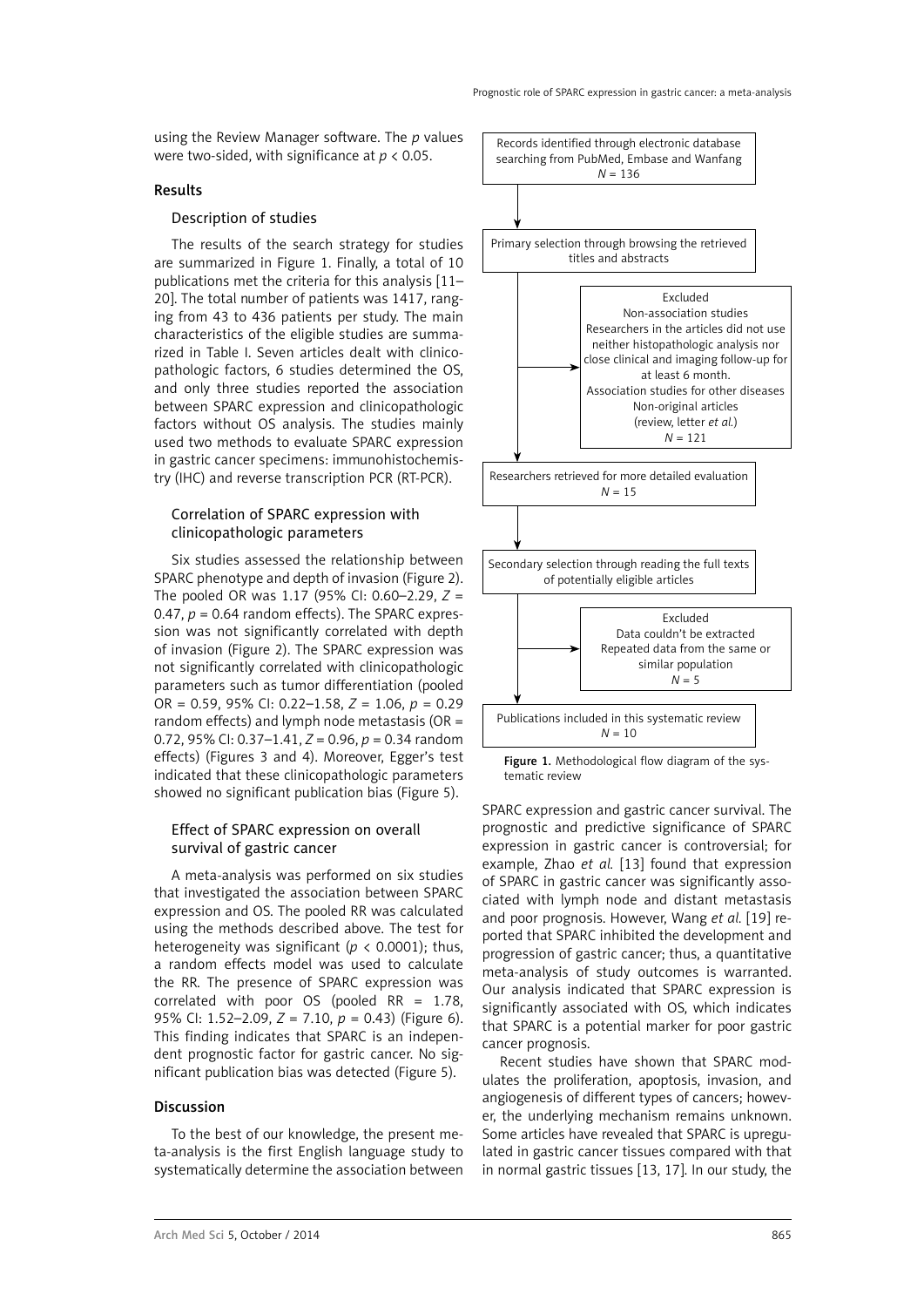using the Review Manager software. The *p* values were two-sided, with significance at $p < 0.05$.

## Results

### Description of studies

The results of the search strategy for studies are summarized in Figure 1. Finally, a total of 10 publications met the criteria for this analysis [11–20]. The total number of patients was 1417, ranging from 43 to 436 patients per study. The main characteristics of the eligible studies are summarized in Table I. Seven articles dealt with clinicopathologic factors, 6 studies determined the OS, and only three studies reported the association between SPARC expression and clinicopathologic factors without OS analysis. The studies mainly used two methods to evaluate SPARC expression in gastric cancer specimens: immunohistochemistry (IHC) and reverse transcription PCR (RT-PCR).

### Correlation of SPARC expression with clinicopathologic parameters

Six studies assessed the relationship between SPARC phenotype and depth of invasion (Figure 2). The pooled OR was 1.17 (95% CI: 0.60–2.29, $Z = 0.47$, $p = 0.64$ random effects). The SPARC expression was not significantly correlated with depth of invasion (Figure 2). The SPARC expression was not significantly correlated with clinicopathologic parameters such as tumor differentiation (pooled OR = 0.59, 95% CI: 0.22–1.58, $Z = 1.06$, $p = 0.29$ random effects) and lymph node metastasis (OR = 0.72, 95% CI: 0.37–1.41, $Z = 0.96$, $p = 0.34$ random effects) (Figures 3 and 4). Moreover, Egger's test indicated that these clinicopathologic parameters showed no significant publication bias (Figure 5).

### Effect of SPARC expression on overall survival of gastric cancer

A meta-analysis was performed on six studies that investigated the association between SPARC expression and OS. The pooled RR was calculated using the methods described above. The test for heterogeneity was significant ($p < 0.0001$); thus, a random effects model was used to calculate the RR. The presence of SPARC expression was correlated with poor OS (pooled RR = 1.78, 95% CI: 1.52–2.09, $Z = 7.10$, $p = 0.43$) (Figure 6). This finding indicates that SPARC is an independent prognostic factor for gastric cancer. No significant publication bias was detected (Figure 5).

## Discussion

To the best of our knowledge, the present meta-analysis is the first English language study to systematically determine the association between SPARC expression and gastric cancer survival. The prognostic and predictive significance of SPARC expression in gastric cancer is controversial; for example, Zhao *et al.* [13] found that expression of SPARC in gastric cancer was significantly associated with lymph node and distant metastasis and poor prognosis. However, Wang *et al.* [19] reported that SPARC inhibited the development and progression of gastric cancer; thus, a quantitative meta-analysis of study outcomes is warranted. Our analysis indicated that SPARC expression is significantly associated with OS, which indicates that SPARC is a potential marker for poor gastric cancer prognosis.

Recent studies have shown that SPARC modulates the proliferation, apoptosis, invasion, and angiogenesis of different types of cancers; however, the underlying mechanism remains unknown. Some articles have revealed that SPARC is upregulated in gastric cancer tissues compared with that in normal gastric tissues [13, 17]. In our study, the

Records identified through electronic database searching from PubMed, Embase and Wanfang
$N = 136$

↓

Primary selection through browsing the retrieved titles and abstracts

→ Excluded
Non-association studies
Researchers in the articles did not use neither histopathologic analysis nor close clinical and imaging follow-up for at least 6 month.
Association studies for other diseases
Non-original articles (review, letter *et al.*)
$N = 121$

↓

Researchers retrieved for more detailed evaluation
$N = 15$

↓

Secondary selection through reading the full texts of potentially eligible articles

→ Excluded
Data couldn't be extracted
Repeated data from the same or similar population
$N = 5$

↓

Publications included in this systematic review
$N = 10$

**Figure 1.** Methodological flow diagram of the systematic review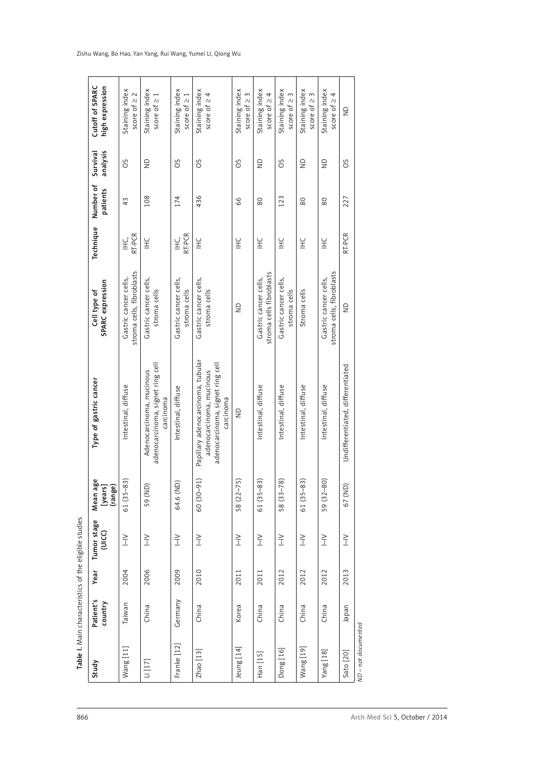Table I. Main characteristics of the eligible studies

| Study | Patient's country | Year | Tumor stage (UICC) | Mean age [years] (range) | Type of gastric cancer | Cell type of SPARC expression | Technique | Number of patients | Survival analysis | Cutoff of SPARC high expression |
|---|---|---|---|---|---|---|---|---|---|---|
| Wang [11] | Taiwan | 2004 | I–IV | 61 (35–83) | Intestinal, diffuse | Gastric cancer cells, stroma cells, fibroblasts | IHC, RT-PCR | 43 | OS | Staining index score of ≥ 2 |
| Li [17] | China | 2006 | I–IV | 59 (ND) | Adenocarcinoma, mucinous adenocarcinoma, signet ring cell carcinoma | Gastric cancer cells, stroma cells | IHC | 108 | ND | Staining index score of ≥ 1 |
| Franke [12] | Germany | 2009 | I–IV | 64.6 (ND) | Intestinal, diffuse | Gastric cancer cells, stroma cells | IHC, RT-PCR | 174 | OS | Staining index score of ≥ 1 |
| Zhao [13] | China | 2010 | I–IV | 60 (30–91) | Papillary adenocarcinoma, tubular adenocarcinoma, mucinous adenocarcinoma, signet ring cell carcinoma | Gastric cancer cells, stroma cells | IHC | 436 | OS | Staining index score of ≥ 4 |
| Jeung [14] | Korea | 2011 | I–IV | 58 (22–75) | ND | ND | IHC | 66 | OS | Staining index score of ≥ 3 |
| Han [15] | China | 2011 | I–IV | 61 (35–83) | Intestinal, diffuse | Gastric cancer cells, stroma cells fibroblasts | IHC | 80 | ND | Staining index score of ≥ 4 |
| Dong [16] | China | 2012 | I–IV | 58 (33–78) | Intestinal, diffuse | Gastric cancer cells, stroma cells | IHC | 123 | OS | Staining index score of ≥ 3 |
| Wang [19] | China | 2012 | I–IV | 61 (35–83) | Intestinal, diffuse | Stroma cells | IHC | 80 | ND | Staining index score of ≥ 3 |
| Yang [18] | China | 2012 | I–IV | 59 (32–80) | Intestinal, diffuse | Gastric cancer cells, stroma cells, fibroblasts | IHC | 80 | ND | Staining index score of ≥ 4 |
| Sato [20] | Japan | 2013 | I–IV | 67 (ND) | Undifferentiated, differentiated | ND | RT-PCR | 227 | OS | ND |

*ND – not documented*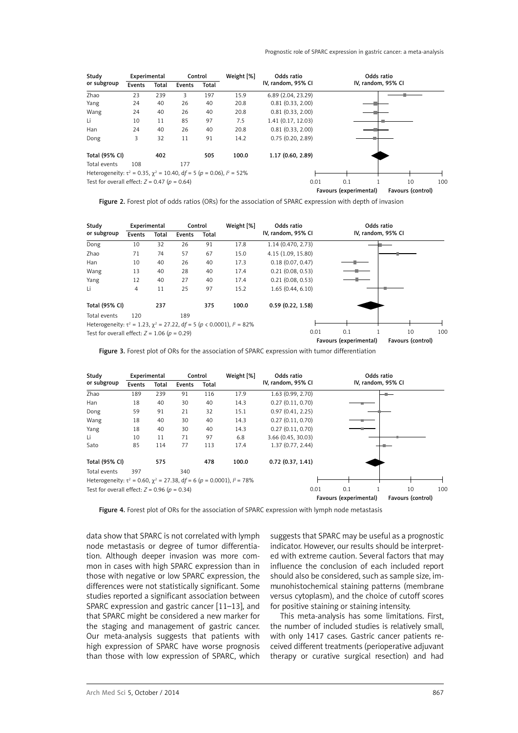| Study or subgroup | Experimental | | Control | | Weight [%] | Odds ratio IV, random, 95% CI |
|---|---|---|---|---|---|---|
| | Events | Total | Events | Total | | |
| Zhao | 23 | 239 | 3 | 197 | 15.9 | 6.89 (2.04, 23.29) |
| Yang | 24 | 40 | 26 | 40 | 20.8 | 0.81 (0.33, 2.00) |
| Wang | 24 | 40 | 26 | 40 | 20.8 | 0.81 (0.33, 2.00) |
| Li | 10 | 11 | 85 | 97 | 7.5 | 1.41 (0.17, 12.03) |
| Han | 24 | 40 | 26 | 40 | 20.8 | 0.81 (0.33, 2.00) |
| Dong | 3 | 32 | 11 | 91 | 14.2 | 0.75 (0.20, 2.89) |
| **Total (95% CI)** | | **402** | | **505** | **100.0** | **1.17 (0.60, 2.89)** |
| Total events | 108 | | 177 | | | |

Heterogeneity: $\tau^2 = 0.35$, $\chi^2 = 10.40$, $df = 5$ ($p = 0.06$), $I^2 = 52\%$

Test for overall effect: $Z = 0.47$ ($p = 0.64$)

Odds ratio IV, random, 95% CI: 0.01, 0.1, 1, 10, 100 — Favours (experimental) / Favours (control)

**Figure 2.** Forest plot of odds ratios (ORs) for the association of SPARC expression with depth of invasion

| Study or subgroup | Experimental | | Control | | Weight [%] | Odds ratio IV, random, 95% CI |
|---|---|---|---|---|---|---|
| | Events | Total | Events | Total | | |
| Dong | 10 | 32 | 26 | 91 | 17.8 | 1.14 (0.470, 2.73) |
| Zhao | 71 | 74 | 57 | 67 | 15.0 | 4.15 (1.09, 15.80) |
| Han | 10 | 40 | 26 | 40 | 17.3 | 0.18 (0.07, 0.47) |
| Wang | 13 | 40 | 28 | 40 | 17.4 | 0.21 (0.08, 0.53) |
| Yang | 12 | 40 | 27 | 40 | 17.4 | 0.21 (0.08, 0.53) |
| Li | 4 | 11 | 25 | 97 | 15.2 | 1.65 (0.44, 6.10) |
| **Total (95% CI)** | | **237** | | **375** | **100.0** | **0.59 (0.22, 1.58)** |
| Total events | 120 | | 189 | | | |

Heterogeneity: $\tau^2 = 1.23$, $\chi^2 = 27.22$, $df = 5$ ($p < 0.0001$), $I^2 = 82\%$

Test for overall effect: $Z = 1.06$ ($p = 0.29$)

Odds ratio IV, random, 95% CI: 0.01, 0.1, 1, 10, 100 — Favours (experimental) / Favours (control)

**Figure 3.** Forest plot of ORs for the association of SPARC expression with tumor differentiation

| Study or subgroup | Experimental | | Control | | Weight [%] | Odds ratio IV, random, 95% CI |
|---|---|---|---|---|---|---|
| | Events | Total | Events | Total | | |
| Zhao | 189 | 239 | 91 | 116 | 17.9 | 1.63 (0.99, 2.70) |
| Han | 18 | 40 | 30 | 40 | 14.3 | 0.27 (0.11, 0.70) |
| Dong | 59 | 91 | 21 | 32 | 15.1 | 0.97 (0.41, 2.25) |
| Wang | 18 | 40 | 30 | 40 | 14.3 | 0.27 (0.11, 0.70) |
| Yang | 18 | 40 | 30 | 40 | 14.3 | 0.27 (0.11, 0.70) |
| Li | 10 | 11 | 71 | 97 | 6.8 | 3.66 (0.45, 30.03) |
| Sato | 85 | 114 | 77 | 113 | 17.4 | 1.37 (0.77, 2.44) |
| **Total (95% CI)** | | **575** | | **478** | **100.0** | **0.72 (0.37, 1.41)** |
| Total events | 397 | | 340 | | | |

Heterogeneity: $\tau^2 = 0.60$, $\chi^2 = 27.38$, $df = 6$ ($p = 0.0001$), $I^2 = 78\%$

Test for overall effect: $Z = 0.96$ ($p = 0.34$)

Odds ratio IV, random, 95% CI: 0.01, 0.1, 1, 10, 100 — Favours (experimental) / Favours (control)

**Figure 4.** Forest plot of ORs for the association of SPARC expression with lymph node metastasis

data show that SPARC is not correlated with lymph node metastasis or degree of tumor differentiation. Although deeper invasion was more common in cases with high SPARC expression than in those with negative or low SPARC expression, the differences were not statistically significant. Some studies reported a significant association between SPARC expression and gastric cancer [11–13], and that SPARC might be considered a new marker for the staging and management of gastric cancer. Our meta-analysis suggests that patients with high expression of SPARC have worse prognosis than those with low expression of SPARC, which suggests that SPARC may be useful as a prognostic indicator. However, our results should be interpreted with extreme caution. Several factors that may influence the conclusion of each included report should also be considered, such as sample size, immunohistochemical staining patterns (membrane versus cytoplasm), and the choice of cutoff scores for positive staining or staining intensity.

This meta-analysis has some limitations. First, the number of included studies is relatively small, with only 1417 cases. Gastric cancer patients received different treatments (perioperative adjuvant therapy or curative surgical resection) and had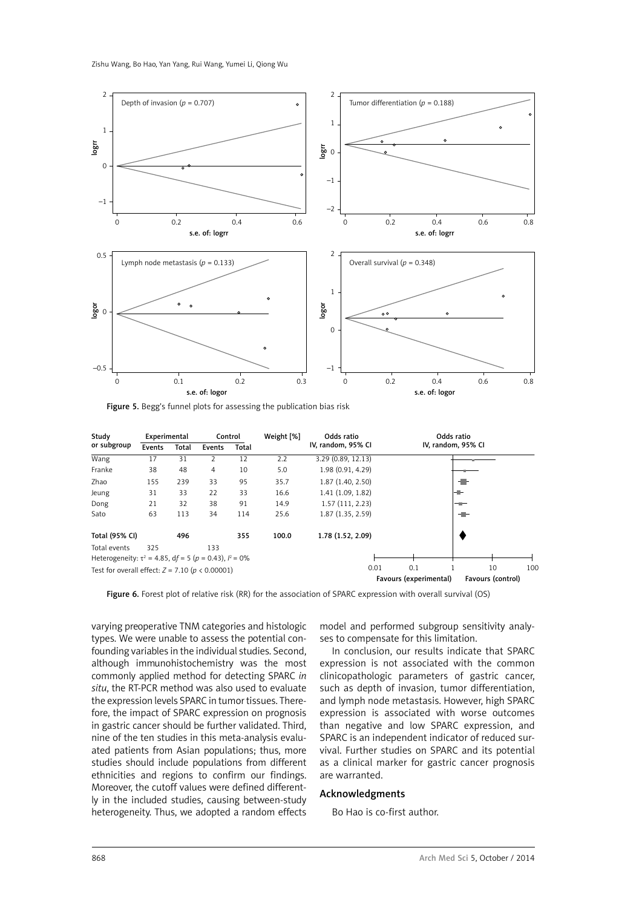Figure 5. Begg's funnel plots for assessing the publication bias risk

| Study or subgroup | Experimental | | Control | | Weight [%] | Odds ratio IV, random, 95% CI |
|---|---|---|---|---|---|---|
| | Events | Total | Events | Total | | |
| Wang | 17 | 31 | 2 | 12 | 2.2 | 3.29 (0.89, 12.13) |
| Franke | 38 | 48 | 4 | 10 | 5.0 | 1.98 (0.91, 4.29) |
| Zhao | 155 | 239 | 33 | 95 | 35.7 | 1.87 (1.40, 2.50) |
| Jeung | 31 | 33 | 22 | 33 | 16.6 | 1.41 (1.09, 1.82) |
| Dong | 21 | 32 | 38 | 91 | 14.9 | 1.57 (111, 2.23) |
| Sato | 63 | 113 | 34 | 114 | 25.6 | 1.87 (1.35, 2.59) |
| **Total (95% CI)** | | **496** | | **355** | **100.0** | **1.78 (1.52, 2.09)** |
| Total events | 325 | | 133 | | | |

Heterogeneity: $\tau^2 = 4.85$, $df = 5$ ($p = 0.43$), $I^2 = 0\%$

Test for overall effect: $Z = 7.10$ ($p < 0.00001$)

Figure 6. Forest plot of relative risk (RR) for the association of SPARC expression with overall survival (OS)

varying preoperative TNM categories and histologic types. We were unable to assess the potential confounding variables in the individual studies. Second, although immunohistochemistry was the most commonly applied method for detecting SPARC *in situ*, the RT-PCR method was also used to evaluate the expression levels SPARC in tumor tissues. Therefore, the impact of SPARC expression on prognosis in gastric cancer should be further validated. Third, nine of the ten studies in this meta-analysis evaluated patients from Asian populations; thus, more studies should include populations from different ethnicities and regions to confirm our findings. Moreover, the cutoff values were defined differently in the included studies, causing between-study heterogeneity. Thus, we adopted a random effects model and performed subgroup sensitivity analyses to compensate for this limitation.

In conclusion, our results indicate that SPARC expression is not associated with the common clinicopathologic parameters of gastric cancer, such as depth of invasion, tumor differentiation, and lymph node metastasis. However, high SPARC expression is associated with worse outcomes than negative and low SPARC expression, and SPARC is an independent indicator of reduced survival. Further studies on SPARC and its potential as a clinical marker for gastric cancer prognosis are warranted.

## Acknowledgments

Bo Hao is co-first author.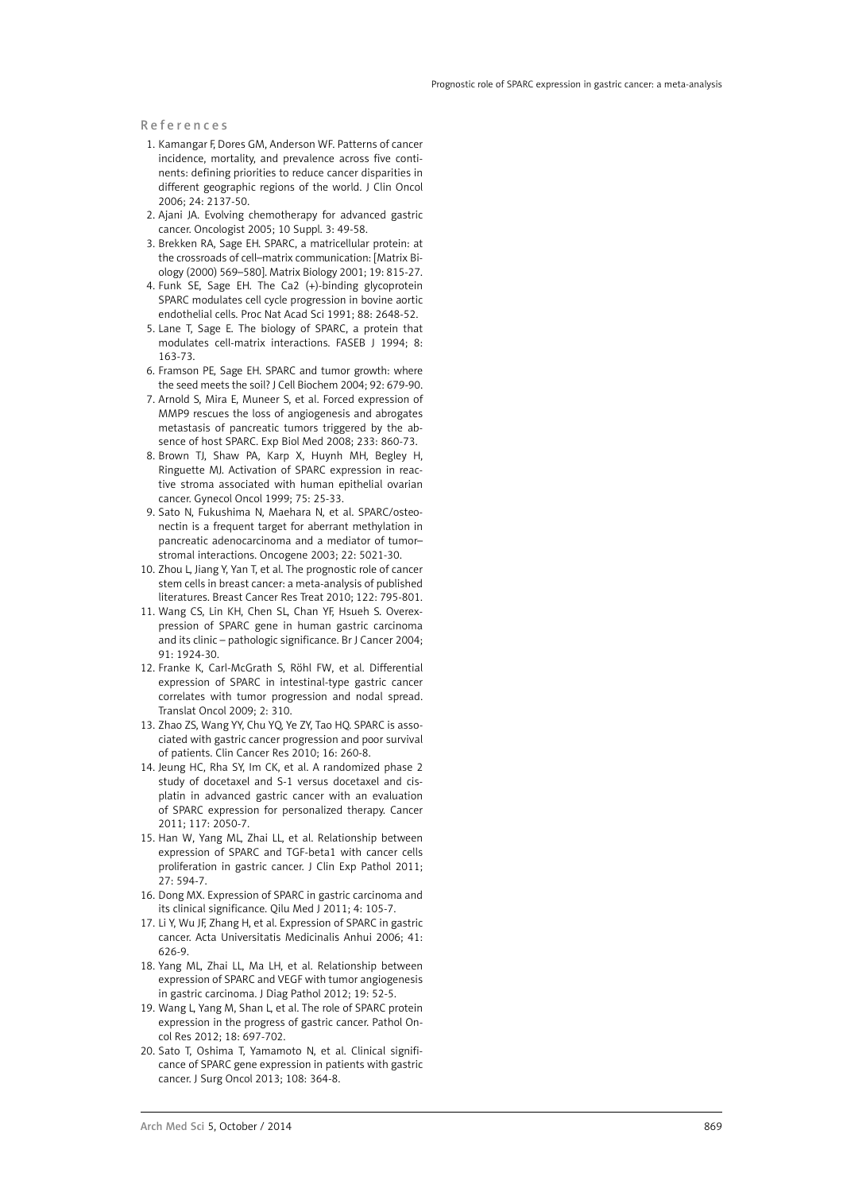## References

1. Kamangar F, Dores GM, Anderson WF. Patterns of cancer incidence, mortality, and prevalence across five continents: defining priorities to reduce cancer disparities in different geographic regions of the world. J Clin Oncol 2006; 24: 2137-50.
2. Ajani JA. Evolving chemotherapy for advanced gastric cancer. Oncologist 2005; 10 Suppl. 3: 49-58.
3. Brekken RA, Sage EH. SPARC, a matricellular protein: at the crossroads of cell–matrix communication: [Matrix Biology (2000) 569–580]. Matrix Biology 2001; 19: 815-27.
4. Funk SE, Sage EH. The Ca2 (+)-binding glycoprotein SPARC modulates cell cycle progression in bovine aortic endothelial cells. Proc Nat Acad Sci 1991; 88: 2648-52.
5. Lane T, Sage E. The biology of SPARC, a protein that modulates cell-matrix interactions. FASEB J 1994; 8: 163-73.
6. Framson PE, Sage EH. SPARC and tumor growth: where the seed meets the soil? J Cell Biochem 2004; 92: 679-90.
7. Arnold S, Mira E, Muneer S, et al. Forced expression of MMP9 rescues the loss of angiogenesis and abrogates metastasis of pancreatic tumors triggered by the absence of host SPARC. Exp Biol Med 2008; 233: 860-73.
8. Brown TJ, Shaw PA, Karp X, Huynh MH, Begley H, Ringuette MJ. Activation of SPARC expression in reactive stroma associated with human epithelial ovarian cancer. Gynecol Oncol 1999; 75: 25-33.
9. Sato N, Fukushima N, Maehara N, et al. SPARC/osteonectin is a frequent target for aberrant methylation in pancreatic adenocarcinoma and a mediator of tumor–stromal interactions. Oncogene 2003; 22: 5021-30.
10. Zhou L, Jiang Y, Yan T, et al. The prognostic role of cancer stem cells in breast cancer: a meta-analysis of published literatures. Breast Cancer Res Treat 2010; 122: 795-801.
11. Wang CS, Lin KH, Chen SL, Chan YF, Hsueh S. Overexpression of SPARC gene in human gastric carcinoma and its clinic – pathologic significance. Br J Cancer 2004; 91: 1924-30.
12. Franke K, Carl-McGrath S, Röhl FW, et al. Differential expression of SPARC in intestinal-type gastric cancer correlates with tumor progression and nodal spread. Translat Oncol 2009; 2: 310.
13. Zhao ZS, Wang YY, Chu YQ, Ye ZY, Tao HQ. SPARC is associated with gastric cancer progression and poor survival of patients. Clin Cancer Res 2010; 16: 260-8.
14. Jeung HC, Rha SY, Im CK, et al. A randomized phase 2 study of docetaxel and S-1 versus docetaxel and cisplatin in advanced gastric cancer with an evaluation of SPARC expression for personalized therapy. Cancer 2011; 117: 2050-7.
15. Han W, Yang ML, Zhai LL, et al. Relationship between expression of SPARC and TGF-beta1 with cancer cells proliferation in gastric cancer. J Clin Exp Pathol 2011; 27: 594-7.
16. Dong MX. Expression of SPARC in gastric carcinoma and its clinical significance. Qilu Med J 2011; 4: 105-7.
17. Li Y, Wu JF, Zhang H, et al. Expression of SPARC in gastric cancer. Acta Universitatis Medicinalis Anhui 2006; 41: 626-9.
18. Yang ML, Zhai LL, Ma LH, et al. Relationship between expression of SPARC and VEGF with tumor angiogenesis in gastric carcinoma. J Diag Pathol 2012; 19: 52-5.
19. Wang L, Yang M, Shan L, et al. The role of SPARC protein expression in the progress of gastric cancer. Pathol Oncol Res 2012; 18: 697-702.
20. Sato T, Oshima T, Yamamoto N, et al. Clinical significance of SPARC gene expression in patients with gastric cancer. J Surg Oncol 2013; 108: 364-8.